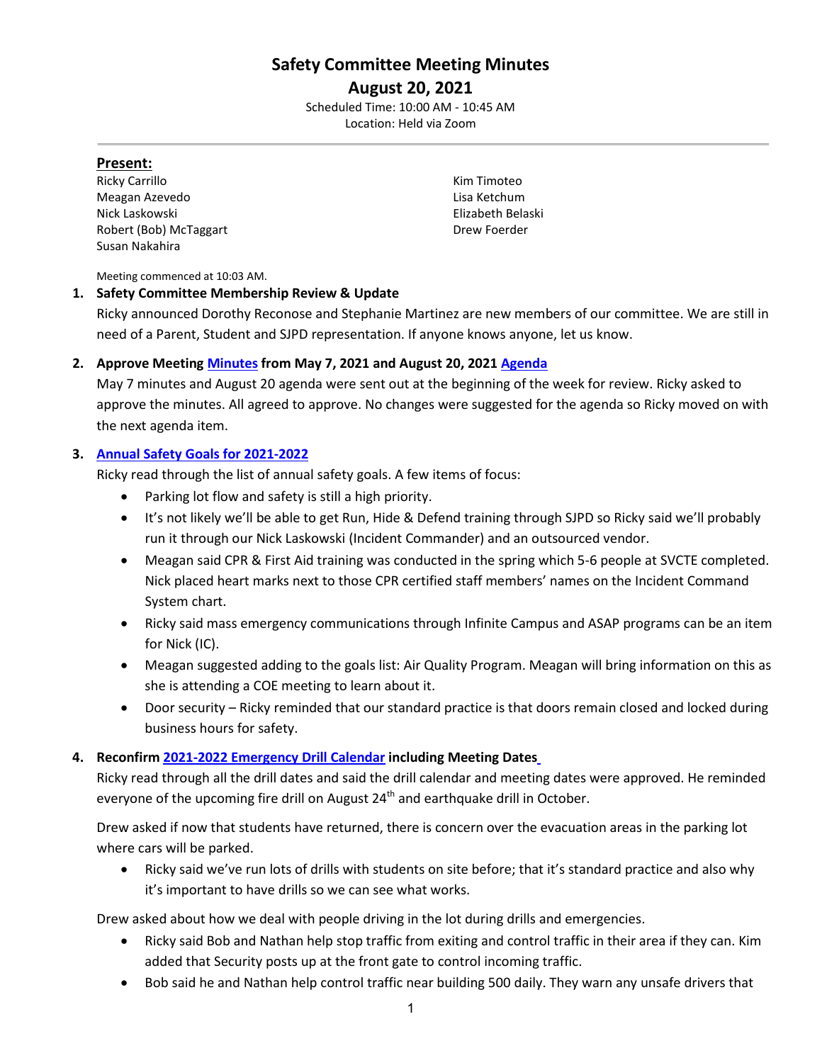# Safety Committee Meeting Minutes

## August 20, 2021

Scheduled Time: 10:00 AM - 10:45 AM

Location: Held via Zoom

### Present:

Ricky Carrillo
Meagan Azevedo
Nick Laskowski
Robert (Bob) McTaggart
Susan Nakahira
Kim Timoteo
Lisa Ketchum
Elizabeth Belaski
Drew Foerder

Meeting commenced at 10:03 AM.

1. **Safety Committee Membership Review & Update**

   Ricky announced Dorothy Reconose and Stephanie Martinez are new members of our committee. We are still in need of a Parent, Student and SJPD representation. If anyone knows anyone, let us know.

2. **Approve Meeting Minutes from May 7, 2021 and August 20, 2021 Agenda**

   May 7 minutes and August 20 agenda were sent out at the beginning of the week for review. Ricky asked to approve the minutes. All agreed to approve. No changes were suggested for the agenda so Ricky moved on with the next agenda item.

3. **Annual Safety Goals for 2021-2022**

   Ricky read through the list of annual safety goals. A few items of focus:

   - Parking lot flow and safety is still a high priority.
   - It's not likely we'll be able to get Run, Hide & Defend training through SJPD so Ricky said we'll probably run it through our Nick Laskowski (Incident Commander) and an outsourced vendor.
   - Meagan said CPR & First Aid training was conducted in the spring which 5-6 people at SVCTE completed. Nick placed heart marks next to those CPR certified staff members' names on the Incident Command System chart.
   - Ricky said mass emergency communications through Infinite Campus and ASAP programs can be an item for Nick (IC).
   - Meagan suggested adding to the goals list: Air Quality Program. Meagan will bring information on this as she is attending a COE meeting to learn about it.
   - Door security – Ricky reminded that our standard practice is that doors remain closed and locked during business hours for safety.

4. **Reconfirm 2021-2022 Emergency Drill Calendar including Meeting Dates**

   Ricky read through all the drill dates and said the drill calendar and meeting dates were approved. He reminded everyone of the upcoming fire drill on August 24th and earthquake drill in October.

   Drew asked if now that students have returned, there is concern over the evacuation areas in the parking lot where cars will be parked.

   - Ricky said we've run lots of drills with students on site before; that it's standard practice and also why it's important to have drills so we can see what works.

   Drew asked about how we deal with people driving in the lot during drills and emergencies.

   - Ricky said Bob and Nathan help stop traffic from exiting and control traffic in their area if they can. Kim added that Security posts up at the front gate to control incoming traffic.
   - Bob said he and Nathan help control traffic near building 500 daily. They warn any unsafe drivers that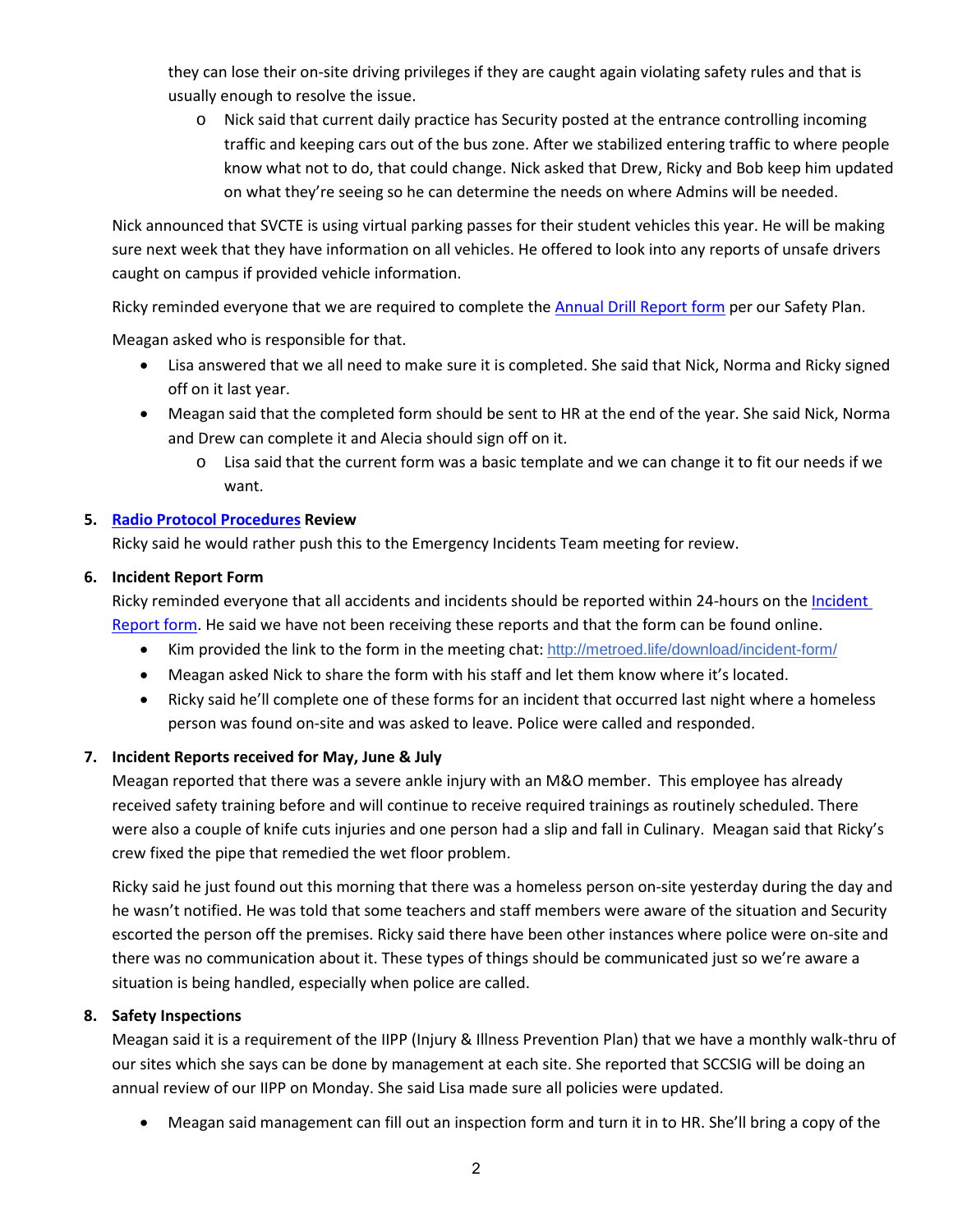they can lose their on-site driving privileges if they are caught again violating safety rules and that is usually enough to resolve the issue.

   - Nick said that current daily practice has Security posted at the entrance controlling incoming traffic and keeping cars out of the bus zone. After we stabilized entering traffic to where people know what not to do, that could change. Nick asked that Drew, Ricky and Bob keep him updated on what they're seeing so he can determine the needs on where Admins will be needed.

Nick announced that SVCTE is using virtual parking passes for their student vehicles this year. He will be making sure next week that they have information on all vehicles. He offered to look into any reports of unsafe drivers caught on campus if provided vehicle information.

Ricky reminded everyone that we are required to complete the Annual Drill Report form per our Safety Plan.

Meagan asked who is responsible for that.

- Lisa answered that we all need to make sure it is completed. She said that Nick, Norma and Ricky signed off on it last year.
- Meagan said that the completed form should be sent to HR at the end of the year. She said Nick, Norma and Drew can complete it and Alecia should sign off on it.
   - Lisa said that the current form was a basic template and we can change it to fit our needs if we want.

**5. Radio Protocol Procedures Review**

Ricky said he would rather push this to the Emergency Incidents Team meeting for review.

**6. Incident Report Form**

Ricky reminded everyone that all accidents and incidents should be reported within 24-hours on the Incident Report form. He said we have not been receiving these reports and that the form can be found online.

- Kim provided the link to the form in the meeting chat: http://metroed.life/download/incident-form/
- Meagan asked Nick to share the form with his staff and let them know where it's located.
- Ricky said he'll complete one of these forms for an incident that occurred last night where a homeless person was found on-site and was asked to leave. Police were called and responded.

**7. Incident Reports received for May, June & July**

Meagan reported that there was a severe ankle injury with an M&O member. This employee has already received safety training before and will continue to receive required trainings as routinely scheduled. There were also a couple of knife cuts injuries and one person had a slip and fall in Culinary. Meagan said that Ricky's crew fixed the pipe that remedied the wet floor problem.

Ricky said he just found out this morning that there was a homeless person on-site yesterday during the day and he wasn't notified. He was told that some teachers and staff members were aware of the situation and Security escorted the person off the premises. Ricky said there have been other instances where police were on-site and there was no communication about it. These types of things should be communicated just so we're aware a situation is being handled, especially when police are called.

**8. Safety Inspections**

Meagan said it is a requirement of the IIPP (Injury & Illness Prevention Plan) that we have a monthly walk-thru of our sites which she says can be done by management at each site. She reported that SCCSIG will be doing an annual review of our IIPP on Monday. She said Lisa made sure all policies were updated.

- Meagan said management can fill out an inspection form and turn it in to HR. She'll bring a copy of the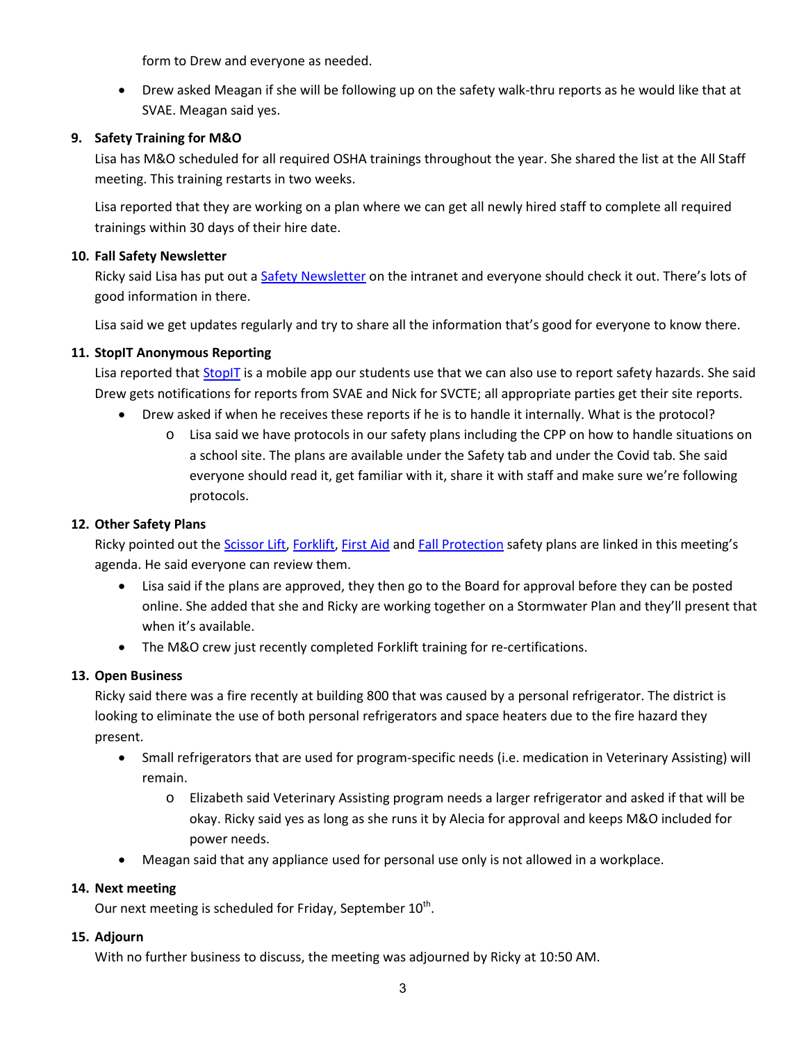form to Drew and everyone as needed.

- Drew asked Meagan if she will be following up on the safety walk-thru reports as he would like that at SVAE. Meagan said yes.

9. **Safety Training for M&O**

Lisa has M&O scheduled for all required OSHA trainings throughout the year. She shared the list at the All Staff meeting. This training restarts in two weeks.

Lisa reported that they are working on a plan where we can get all newly hired staff to complete all required trainings within 30 days of their hire date.

10. **Fall Safety Newsletter**

Ricky said Lisa has put out a Safety Newsletter on the intranet and everyone should check it out. There's lots of good information in there.

Lisa said we get updates regularly and try to share all the information that's good for everyone to know there.

11. **StopIT Anonymous Reporting**

Lisa reported that StopIT is a mobile app our students use that we can also use to report safety hazards. She said Drew gets notifications for reports from SVAE and Nick for SVCTE; all appropriate parties get their site reports.

- Drew asked if when he receives these reports if he is to handle it internally. What is the protocol?
  - Lisa said we have protocols in our safety plans including the CPP on how to handle situations on a school site. The plans are available under the Safety tab and under the Covid tab. She said everyone should read it, get familiar with it, share it with staff and make sure we're following protocols.

12. **Other Safety Plans**

Ricky pointed out the Scissor Lift, Forklift, First Aid and Fall Protection safety plans are linked in this meeting's agenda. He said everyone can review them.

- Lisa said if the plans are approved, they then go to the Board for approval before they can be posted online. She added that she and Ricky are working together on a Stormwater Plan and they'll present that when it's available.
- The M&O crew just recently completed Forklift training for re-certifications.

13. **Open Business**

Ricky said there was a fire recently at building 800 that was caused by a personal refrigerator. The district is looking to eliminate the use of both personal refrigerators and space heaters due to the fire hazard they present.

- Small refrigerators that are used for program-specific needs (i.e. medication in Veterinary Assisting) will remain.
  - Elizabeth said Veterinary Assisting program needs a larger refrigerator and asked if that will be okay. Ricky said yes as long as she runs it by Alecia for approval and keeps M&O included for power needs.
- Meagan said that any appliance used for personal use only is not allowed in a workplace.

14. **Next meeting**

Our next meeting is scheduled for Friday, September 10th.

15. **Adjourn**

With no further business to discuss, the meeting was adjourned by Ricky at 10:50 AM.